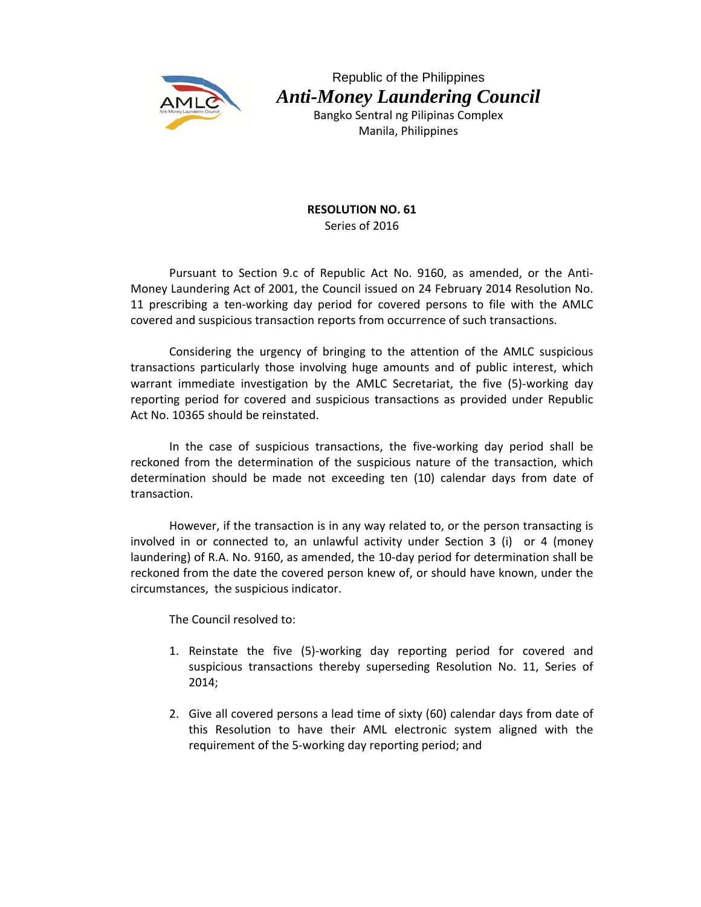Republic of the Philippines

# *Anti-Money Laundering Council*

Bangko Sentral ng Pilipinas Complex
Manila, Philippines

**RESOLUTION NO. 61**
Series of 2016

Pursuant to Section 9.c of Republic Act No. 9160, as amended, or the Anti-Money Laundering Act of 2001, the Council issued on 24 February 2014 Resolution No. 11 prescribing a ten-working day period for covered persons to file with the AMLC covered and suspicious transaction reports from occurrence of such transactions.

Considering the urgency of bringing to the attention of the AMLC suspicious transactions particularly those involving huge amounts and of public interest, which warrant immediate investigation by the AMLC Secretariat, the five (5)-working day reporting period for covered and suspicious transactions as provided under Republic Act No. 10365 should be reinstated.

In the case of suspicious transactions, the five-working day period shall be reckoned from the determination of the suspicious nature of the transaction, which determination should be made not exceeding ten (10) calendar days from date of transaction.

However, if the transaction is in any way related to, or the person transacting is involved in or connected to, an unlawful activity under Section 3 (i) or 4 (money laundering) of R.A. No. 9160, as amended, the 10-day period for determination shall be reckoned from the date the covered person knew of, or should have known, under the circumstances, the suspicious indicator.

The Council resolved to:

1. Reinstate the five (5)-working day reporting period for covered and suspicious transactions thereby superseding Resolution No. 11, Series of 2014;

2. Give all covered persons a lead time of sixty (60) calendar days from date of this Resolution to have their AML electronic system aligned with the requirement of the 5-working day reporting period; and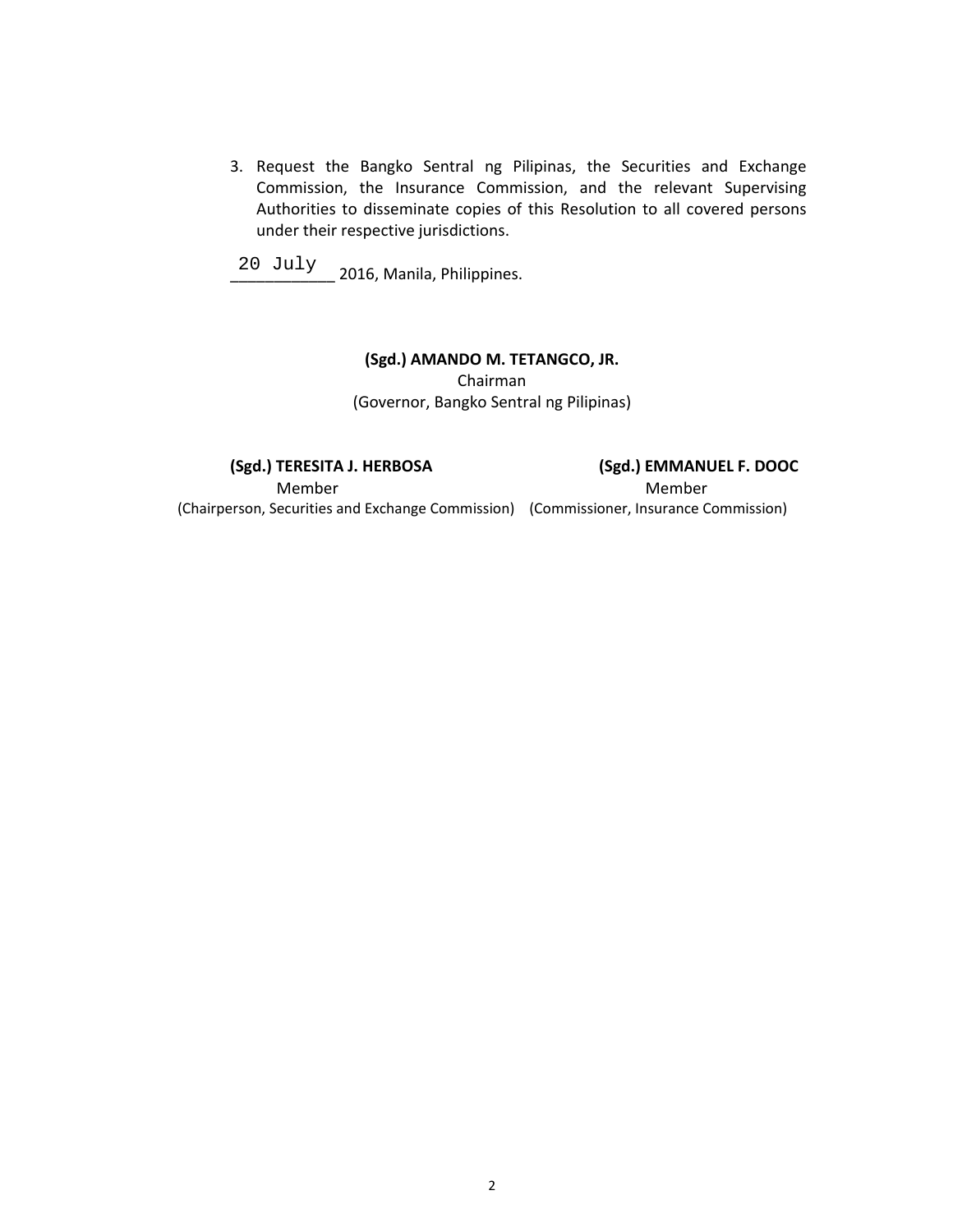3. Request the Bangko Sentral ng Pilipinas, the Securities and Exchange Commission, the Insurance Commission, and the relevant Supervising Authorities to disseminate copies of this Resolution to all covered persons under their respective jurisdictions.

20 July 2016, Manila, Philippines.

**(Sgd.) AMANDO M. TETANGCO, JR.**
Chairman
(Governor, Bangko Sentral ng Pilipinas)

**(Sgd.) TERESITA J. HERBOSA**
Member
(Chairperson, Securities and Exchange Commission)

**(Sgd.) EMMANUEL F. DOOC**
Member
(Commissioner, Insurance Commission)